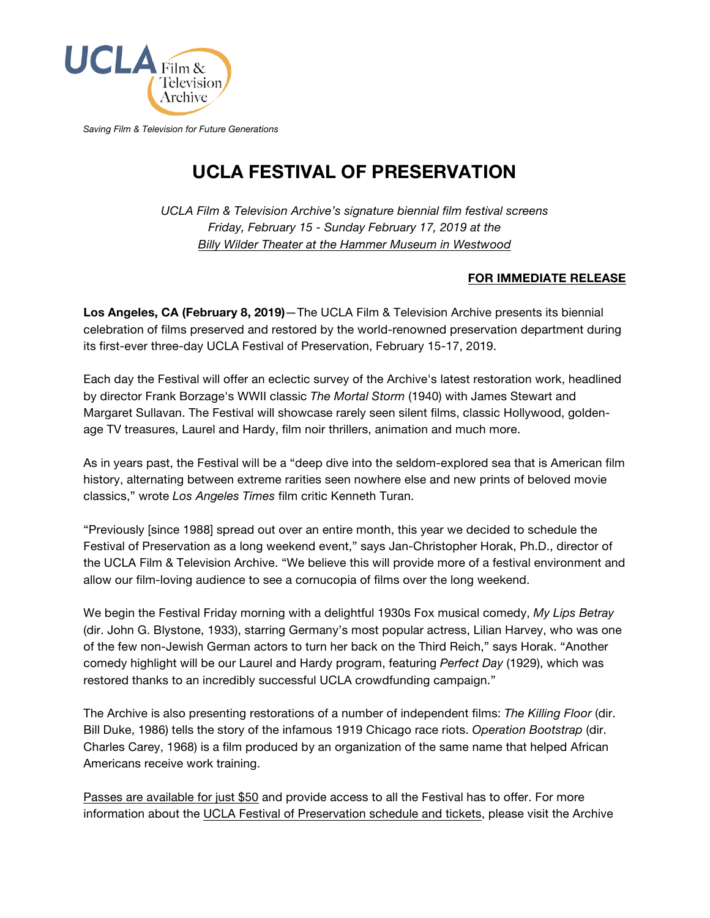UCLA Film & Television Archive

*Saving Film & Television for Future Generations*

# UCLA FESTIVAL OF PRESERVATION

*UCLA Film & Television Archive's signature biennial film festival screens*
*Friday, February 15 - Sunday February 17, 2019 at the*
*Billy Wilder Theater at the Hammer Museum in Westwood*

**FOR IMMEDIATE RELEASE**

**Los Angeles, CA (February 8, 2019)**—The UCLA Film & Television Archive presents its biennial celebration of films preserved and restored by the world-renowned preservation department during its first-ever three-day UCLA Festival of Preservation, February 15-17, 2019.

Each day the Festival will offer an eclectic survey of the Archive's latest restoration work, headlined by director Frank Borzage's WWII classic *The Mortal Storm* (1940) with James Stewart and Margaret Sullavan. The Festival will showcase rarely seen silent films, classic Hollywood, golden-age TV treasures, Laurel and Hardy, film noir thrillers, animation and much more.

As in years past, the Festival will be a "deep dive into the seldom-explored sea that is American film history, alternating between extreme rarities seen nowhere else and new prints of beloved movie classics," wrote *Los Angeles Times* film critic Kenneth Turan.

"Previously [since 1988] spread out over an entire month, this year we decided to schedule the Festival of Preservation as a long weekend event," says Jan-Christopher Horak, Ph.D., director of the UCLA Film & Television Archive. "We believe this will provide more of a festival environment and allow our film-loving audience to see a cornucopia of films over the long weekend.

We begin the Festival Friday morning with a delightful 1930s Fox musical comedy, *My Lips Betray* (dir. John G. Blystone, 1933), starring Germany's most popular actress, Lilian Harvey, who was one of the few non-Jewish German actors to turn her back on the Third Reich," says Horak. "Another comedy highlight will be our Laurel and Hardy program, featuring *Perfect Day* (1929), which was restored thanks to an incredibly successful UCLA crowdfunding campaign."

The Archive is also presenting restorations of a number of independent films: *The Killing Floor* (dir. Bill Duke, 1986) tells the story of the infamous 1919 Chicago race riots. *Operation Bootstrap* (dir. Charles Carey, 1968) is a film produced by an organization of the same name that helped African Americans receive work training.

Passes are available for just $50 and provide access to all the Festival has to offer. For more information about the UCLA Festival of Preservation schedule and tickets, please visit the Archive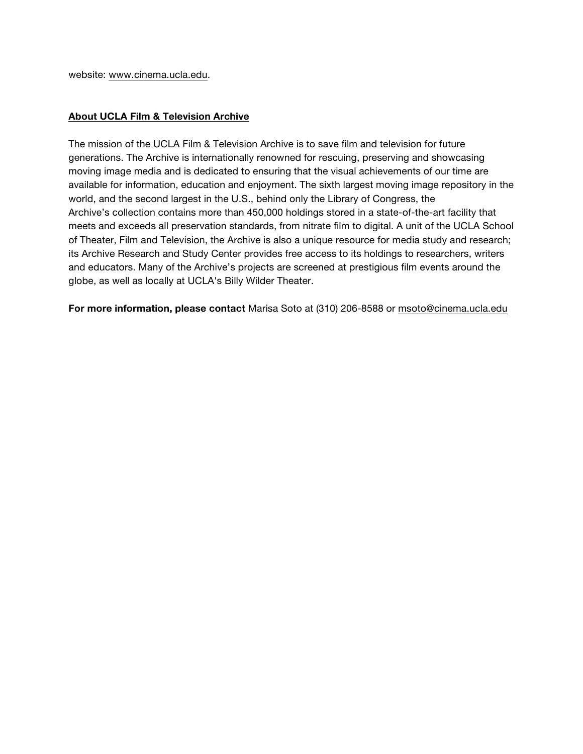website: www.cinema.ucla.edu.

**About UCLA Film & Television Archive**

The mission of the UCLA Film & Television Archive is to save film and television for future generations. The Archive is internationally renowned for rescuing, preserving and showcasing moving image media and is dedicated to ensuring that the visual achievements of our time are available for information, education and enjoyment. The sixth largest moving image repository in the world, and the second largest in the U.S., behind only the Library of Congress, the Archive's collection contains more than 450,000 holdings stored in a state-of-the-art facility that meets and exceeds all preservation standards, from nitrate film to digital. A unit of the UCLA School of Theater, Film and Television, the Archive is also a unique resource for media study and research; its Archive Research and Study Center provides free access to its holdings to researchers, writers and educators. Many of the Archive's projects are screened at prestigious film events around the globe, as well as locally at UCLA's Billy Wilder Theater.

**For more information, please contact** Marisa Soto at (310) 206-8588 or msoto@cinema.ucla.edu